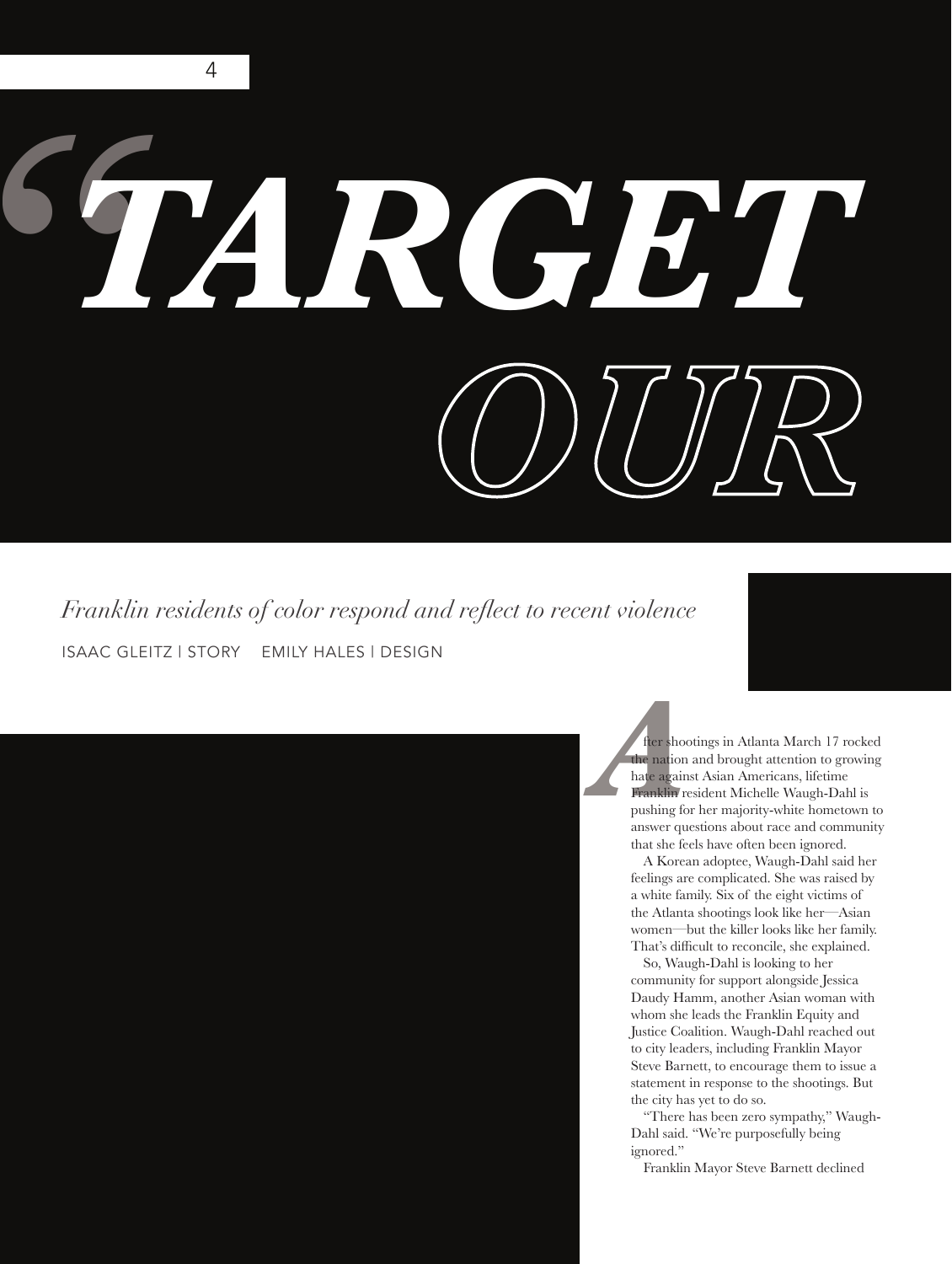# "TARGET OUR

*Franklin residents of color respond and reflect to recent violence*

ISAAC GLEITZ | STORY EMILY HALES | DESIGN

After shootings in Atlanta March 17 rocked the nation and brought attention to growing hate against Asian Americans, lifetime Franklin resident Michelle Waugh-Dahl is pushing for her majority-white hometown to answer questions about race and community that she feels have often been ignored.

A Korean adoptee, Waugh-Dahl said her feelings are complicated. She was raised by a white family. Six of the eight victims of the Atlanta shootings look like her—Asian women—but the killer looks like her family. That's difficult to reconcile, she explained.

So, Waugh-Dahl is looking to her community for support alongside Jessica Daudy Hamm, another Asian woman with whom she leads the Franklin Equity and Justice Coalition. Waugh-Dahl reached out to city leaders, including Franklin Mayor Steve Barnett, to encourage them to issue a statement in response to the shootings. But the city has yet to do so.

"There has been zero sympathy," Waugh-Dahl said. "We're purposefully being ignored."

Franklin Mayor Steve Barnett declined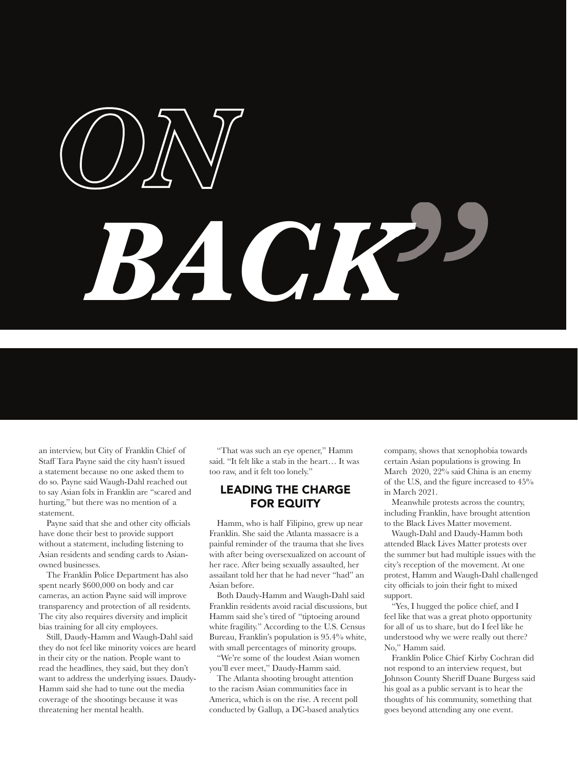# *ON BACK"*

an interview, but City of Franklin Chief of Staff Tara Payne said the city hasn't issued a statement because no one asked them to do so. Payne said Waugh-Dahl reached out to say Asian folx in Franklin are "scared and hurting," but there was no mention of a statement.

Payne said that she and other city officials have done their best to provide support without a statement, including listening to Asian residents and sending cards to Asian-owned businesses.

The Franklin Police Department has also spent nearly $600,000 on body and car cameras, an action Payne said will improve transparency and protection of all residents. The city also requires diversity and implicit bias training for all city employees.

Still, Daudy-Hamm and Waugh-Dahl said they do not feel like minority voices are heard in their city or the nation. People want to read the headlines, they said, but they don't want to address the underlying issues. Daudy-Hamm said she had to tune out the media coverage of the shootings because it was threatening her mental health.

"That was such an eye opener," Hamm said. "It felt like a stab in the heart… It was too raw, and it felt too lonely."

## LEADING THE CHARGE FOR EQUITY

Hamm, who is half Filipino, grew up near Franklin. She said the Atlanta massacre is a painful reminder of the trauma that she lives with after being oversexualized on account of her race. After being sexually assaulted, her assailant told her that he had never "had" an Asian before.

Both Daudy-Hamm and Waugh-Dahl said Franklin residents avoid racial discussions, but Hamm said she's tired of "tiptoeing around white fragility." According to the U.S. Census Bureau, Franklin's population is 95.4% white, with small percentages of minority groups.

"We're some of the loudest Asian women you'll ever meet," Daudy-Hamm said.

The Atlanta shooting brought attention to the racism Asian communities face in America, which is on the rise. A recent poll conducted by Gallup, a DC-based analytics company, shows that xenophobia towards certain Asian populations is growing. In March 2020, 22% said China is an enemy of the U.S, and the figure increased to 45% in March 2021.

Meanwhile protests across the country, including Franklin, have brought attention to the Black Lives Matter movement.

Waugh-Dahl and Daudy-Hamm both attended Black Lives Matter protests over the summer but had multiple issues with the city's reception of the movement. At one protest, Hamm and Waugh-Dahl challenged city officials to join their fight to mixed support.

"Yes, I hugged the police chief, and I feel like that was a great photo opportunity for all of us to share, but do I feel like he understood why we were really out there? No," Hamm said.

Franklin Police Chief Kirby Cochran did not respond to an interview request, but Johnson County Sheriff Duane Burgess said his goal as a public servant is to hear the thoughts of his community, something that goes beyond attending any one event.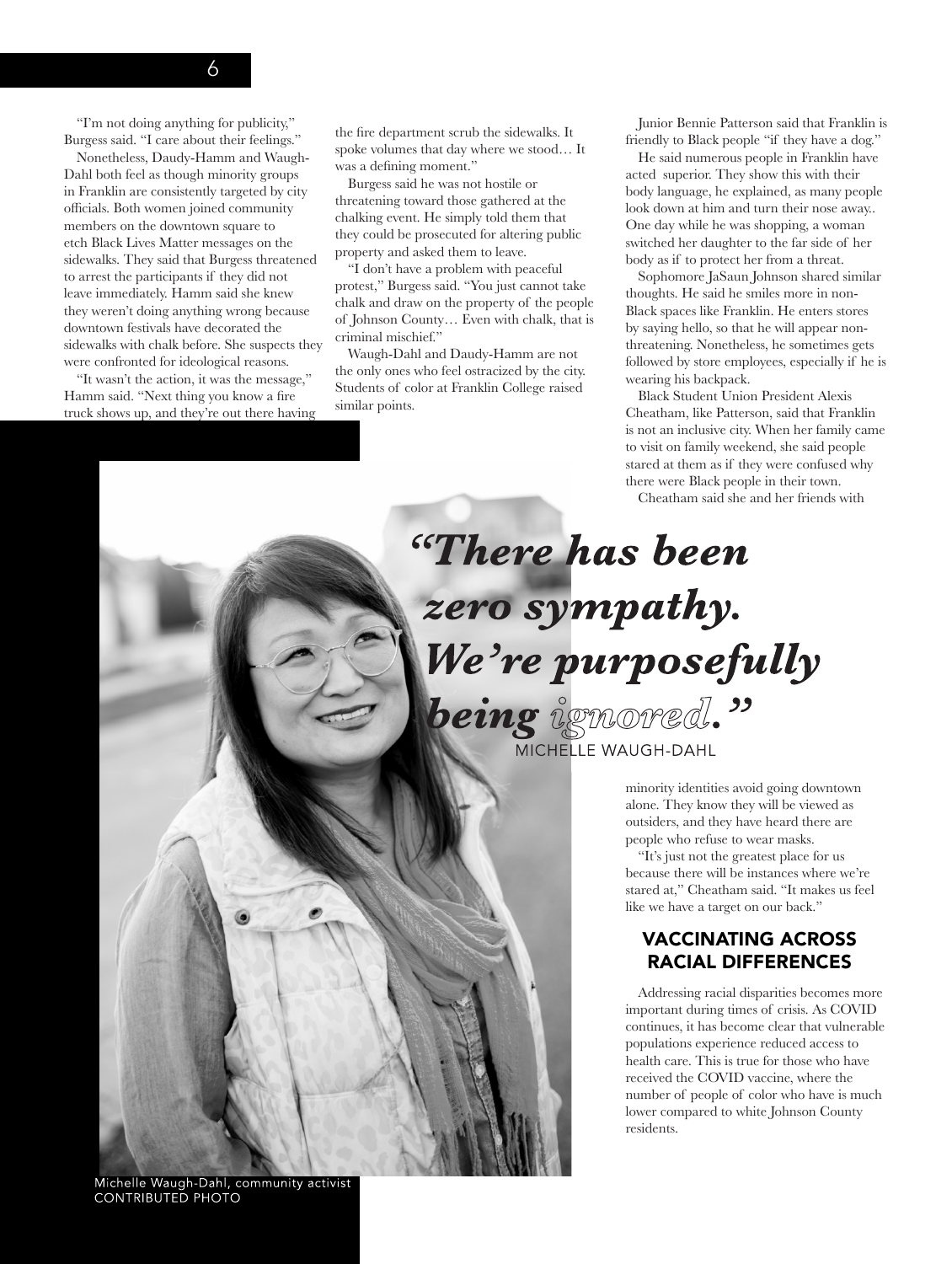"I'm not doing anything for publicity," Burgess said. "I care about their feelings."

Nonetheless, Daudy-Hamm and Waugh-Dahl both feel as though minority groups in Franklin are consistently targeted by city officials. Both women joined community members on the downtown square to etch Black Lives Matter messages on the sidewalks. They said that Burgess threatened to arrest the participants if they did not leave immediately. Hamm said she knew they weren't doing anything wrong because downtown festivals have decorated the sidewalks with chalk before. She suspects they were confronted for ideological reasons.

"It wasn't the action, it was the message," Hamm said. "Next thing you know a fire truck shows up, and they're out there having the fire department scrub the sidewalks. It spoke volumes that day where we stood… It was a defining moment."

Burgess said he was not hostile or threatening toward those gathered at the chalking event. He simply told them that they could be prosecuted for altering public property and asked them to leave.

"I don't have a problem with peaceful protest," Burgess said. "You just cannot take chalk and draw on the property of the people of Johnson County… Even with chalk, that is criminal mischief."

Waugh-Dahl and Daudy-Hamm are not the only ones who feel ostracized by the city. Students of color at Franklin College raised similar points.

Junior Bennie Patterson said that Franklin is friendly to Black people "if they have a dog."

He said numerous people in Franklin have acted superior. They show this with their body language, he explained, as many people look down at him and turn their nose away.. One day while he was shopping, a woman switched her daughter to the far side of her body as if to protect her from a threat.

Sophomore JaSaun Johnson shared similar thoughts. He said he smiles more in non-Black spaces like Franklin. He enters stores by saying hello, so that he will appear non-threatening. Nonetheless, he sometimes gets followed by store employees, especially if he is wearing his backpack.

Black Student Union President Alexis Cheatham, like Patterson, said that Franklin is not an inclusive city. When her family came to visit on family weekend, she said people stared at them as if they were confused why there were Black people in their town.

Cheatham said she and her friends with minority identities avoid going downtown alone. They know they will be viewed as outsiders, and they have heard there are people who refuse to wear masks.

"It's just not the greatest place for us because there will be instances where we're stared at," Cheatham said. "It makes us feel like we have a target on our back."

> ***"There has been zero sympathy. We're purposefully being ignored."***
>
> MICHELLE WAUGH-DAHL

Michelle Waugh-Dahl, community activist
CONTRIBUTED PHOTO

## VACCINATING ACROSS RACIAL DIFFERENCES

Addressing racial disparities becomes more important during times of crisis. As COVID continues, it has become clear that vulnerable populations experience reduced access to health care. This is true for those who have received the COVID vaccine, where the number of people of color who have is much lower compared to white Johnson County residents.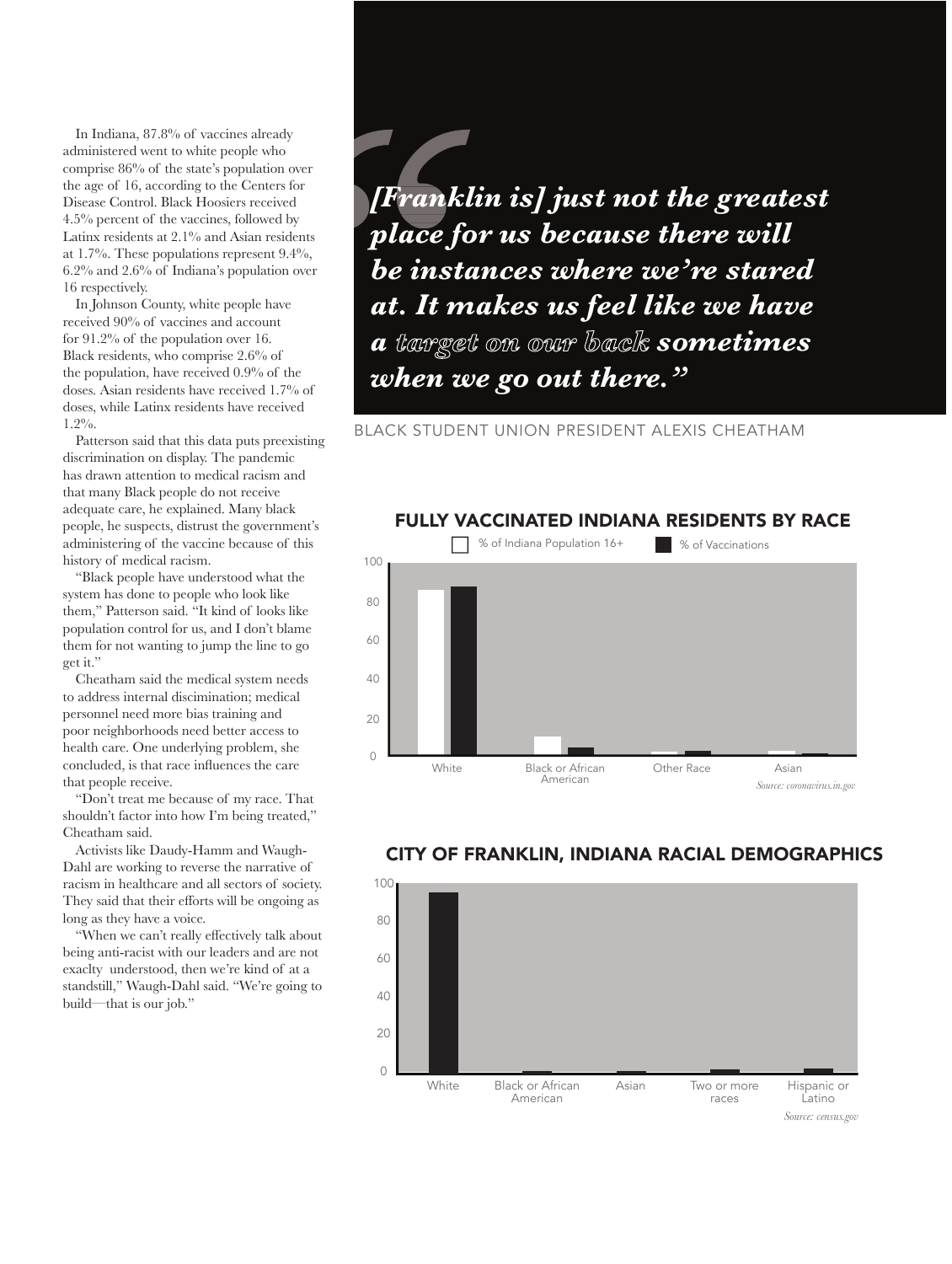In Indiana, 87.8% of vaccines already administered went to white people who comprise 86% of the state's population over the age of 16, according to the Centers for Disease Control. Black Hoosiers received 4.5% percent of the vaccines, followed by Latinx residents at 2.1% and Asian residents at 1.7%. These populations represent 9.4%, 6.2% and 2.6% of Indiana's population over 16 respectively.

In Johnson County, white people have received 90% of vaccines and account for 91.2% of the population over 16. Black residents, who comprise 2.6% of the population, have received 0.9% of the doses. Asian residents have received 1.7% of doses, while Latinx residents have received 1.2%.

Patterson said that this data puts preexisting discrimination on display. The pandemic has drawn attention to medical racism and that many Black people do not receive adequate care, he explained. Many black people, he suspects, distrust the government's administering of the vaccine because of this history of medical racism.

"Black people have understood what the system has done to people who look like them," Patterson said. "It kind of looks like population control for us, and I don't blame them for not wanting to jump the line to go get it."

Cheatham said the medical system needs to address internal discimination; medical personnel need more bias training and poor neighborhoods need better access to health care. One underlying problem, she concluded, is that race influences the care that people receive.

"Don't treat me because of my race. That shouldn't factor into how I'm being treated," Cheatham said.

Activists like Daudy-Hamm and Waugh-Dahl are working to reverse the narrative of racism in healthcare and all sectors of society. They said that their efforts will be ongoing as long as they have a voice.

"When we can't really effectively talk about being anti-racist with our leaders and are not exaclty understood, then we're kind of at a standstill," Waugh-Dahl said. "We're going to build—that is our job."

> ***"[Franklin is] just not the greatest place for us because there will be instances where we're stared at. It makes us feel like we have a target on our back sometimes when we go out there."***

BLACK STUDENT UNION PRESIDENT ALEXIS CHEATHAM

## FULLY VACCINATED INDIANA RESIDENTS BY RACE

% of Indiana Population 16+
% of Vaccinations

100
80
60
40
20
0

White
Black or African American
Other Race
Asian

*Source: coronavirus.in.gov*

## CITY OF FRANKLIN, INDIANA RACIAL DEMOGRAPHICS

100
80
60
40
20
0

White
Black or African American
Asian
Two or more races
Hispanic or Latino

*Source: census.gov*